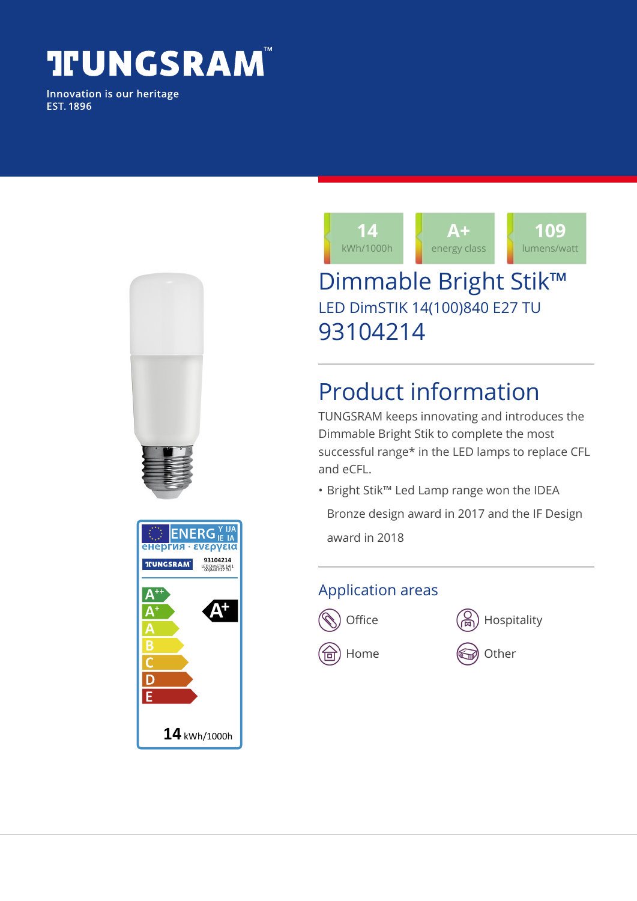# TUNGSRAM™

Innovation is our heritage
EST. 1896

| 14 | A+ | 109 |
|---|---|---|
| kWh/1000h | energy class | lumens/watt |

# Dimmable Bright Stik™

LED DimSTIK 14(100)840 E27 TU

93104214

## Product information

TUNGSRAM keeps innovating and introduces the Dimmable Bright Stik to complete the most successful range* in the LED lamps to replace CFL and eCFL.

- Bright Stik™ Led Lamp range won the IDEA Bronze design award in 2017 and the IF Design award in 2018

### Application areas

- Office
- Hospitality
- Home
- Other

ENERGY IJA IE IA
енергия · ενεργεια

TUNGSRAM 93104214
LED DimSTIK 14(100)840 E27 TU

A++
A+
A
B
C
D
E

A+

14 kWh/1000h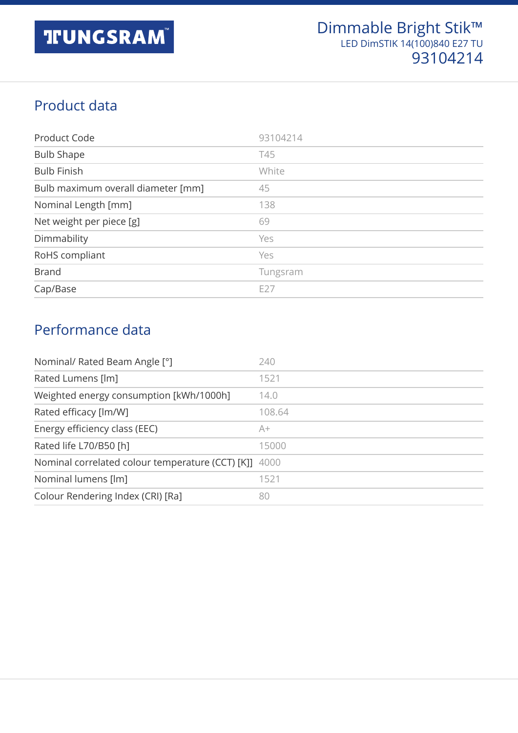# Dimmable Bright Stik™

LED DimSTIK 14(100)840 E27 TU

93104214

## Product data

| | |
|---|---|
| Product Code | 93104214 |
| Bulb Shape | T45 |
| Bulb Finish | White |
| Bulb maximum overall diameter [mm] | 45 |
| Nominal Length [mm] | 138 |
| Net weight per piece [g] | 69 |
| Dimmability | Yes |
| RoHS compliant | Yes |
| Brand | Tungsram |
| Cap/Base | E27 |

## Performance data

| | |
|---|---|
| Nominal/ Rated Beam Angle [°] | 240 |
| Rated Lumens [lm] | 1521 |
| Weighted energy consumption [kWh/1000h] | 14.0 |
| Rated efficacy [lm/W] | 108.64 |
| Energy efficiency class (EEC) | A+ |
| Rated life L70/B50 [h] | 15000 |
| Nominal correlated colour temperature (CCT) [K]] | 4000 |
| Nominal lumens [lm] | 1521 |
| Colour Rendering Index (CRI) [Ra] | 80 |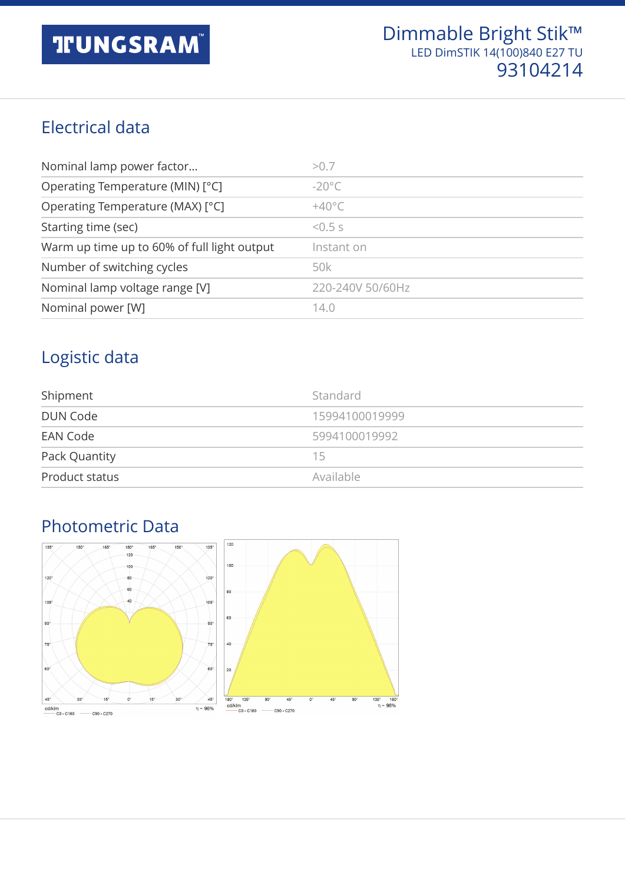Dimmable Bright Stik™
LED DimSTIK 14(100)840 E27 TU
93104214

## Electrical data

| | |
|---|---|
| Nominal lamp power factor... | >0.7 |
| Operating Temperature (MIN) [°C] | -20°C |
| Operating Temperature (MAX) [°C] | +40°C |
| Starting time (sec) | <0.5 s |
| Warm up time up to 60% of full light output | Instant on |
| Number of switching cycles | 50k |
| Nominal lamp voltage range [V] | 220-240V 50/60Hz |
| Nominal power [W] | 14.0 |

## Logistic data

| | |
|---|---|
| Shipment | Standard |
| DUN Code | 15994100019999 |
| EAN Code | 5994100019992 |
| Pack Quantity | 15 |
| Product status | Available |

## Photometric Data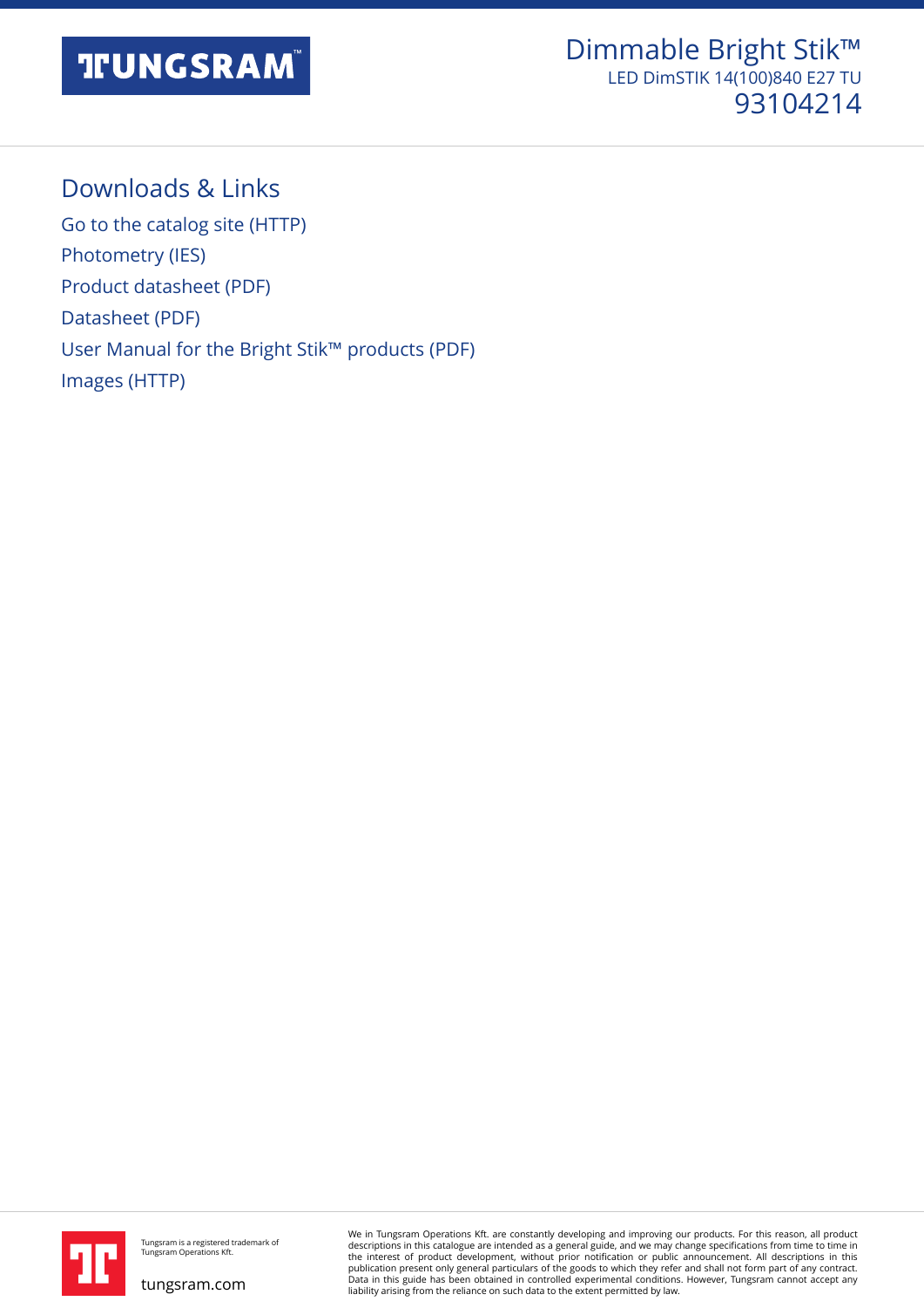## Downloads & Links

- Go to the catalog site (HTTP)
- Photometry (IES)
- Product datasheet (PDF)
- Datasheet (PDF)
- User Manual for the Bright Stik™ products (PDF)
- Images (HTTP)